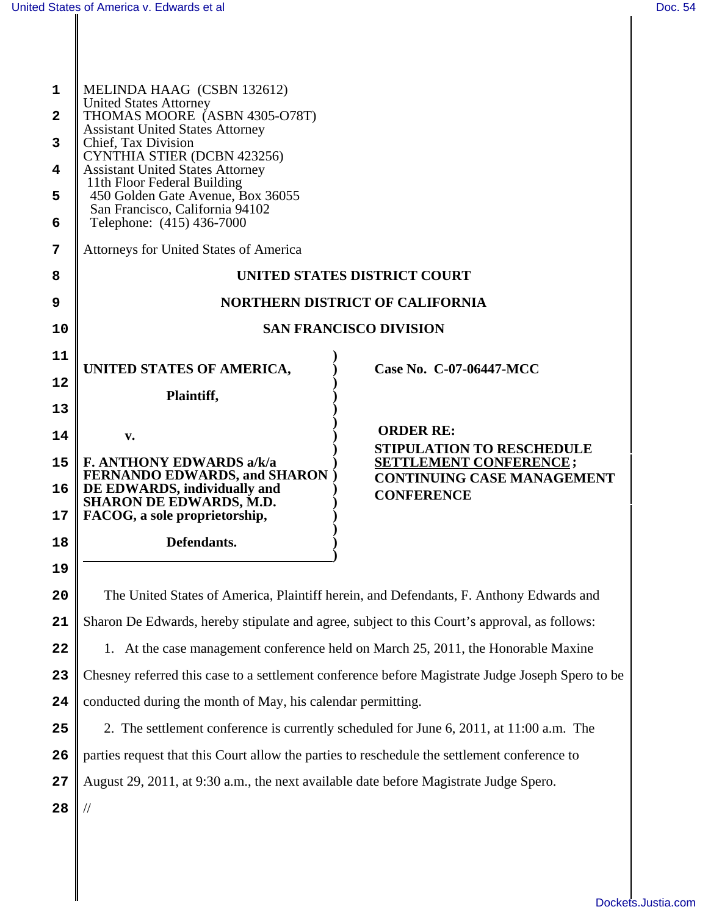MELINDA HAAG (CSBN 132612)
United States Attorney
THOMAS MOORE (ASBN 4305-O78T)
Assistant United States Attorney
Chief, Tax Division
CYNTHIA STIER (DCBN 423256)
Assistant United States Attorney
11th Floor Federal Building
450 Golden Gate Avenue, Box 36055
San Francisco, California 94102
Telephone: (415) 436-7000

Attorneys for United States of America

**UNITED STATES DISTRICT COURT**

**NORTHERN DISTRICT OF CALIFORNIA**

**SAN FRANCISCO DIVISION**

**UNITED STATES OF AMERICA,**

**Plaintiff,**

**v.**

**F. ANTHONY EDWARDS a/k/a FERNANDO EDWARDS, and SHARON DE EDWARDS, individually and SHARON DE EDWARDS, M.D. FACOG, a sole proprietorship,**

**Defendants.**

**Case No. C-07-06447-MCC**

**ORDER RE:**
**STIPULATION TO RESCHEDULE SETTLEMENT CONFERENCE; CONTINUING CASE MANAGEMENT CONFERENCE**

The United States of America, Plaintiff herein, and Defendants, F. Anthony Edwards and Sharon De Edwards, hereby stipulate and agree, subject to this Court's approval, as follows:

1. At the case management conference held on March 25, 2011, the Honorable Maxine Chesney referred this case to a settlement conference before Magistrate Judge Joseph Spero to be conducted during the month of May, his calendar permitting.

2. The settlement conference is currently scheduled for June 6, 2011, at 11:00 a.m. The parties request that this Court allow the parties to reschedule the settlement conference to August 29, 2011, at 9:30 a.m., the next available date before Magistrate Judge Spero.

//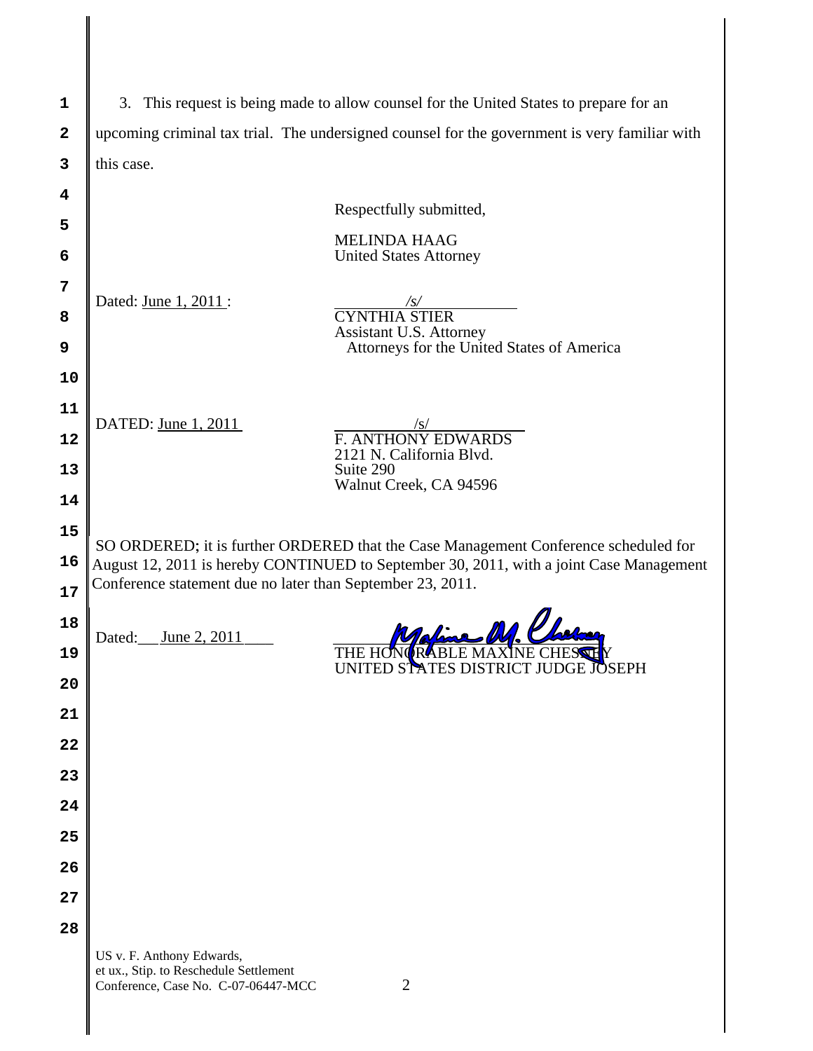3. This request is being made to allow counsel for the United States to prepare for an upcoming criminal tax trial. The undersigned counsel for the government is very familiar with this case.

Respectfully submitted,

MELINDA HAAG
United States Attorney

Dated: June 1, 2011 :

/s/
CYNTHIA STIER
Assistant U.S. Attorney
Attorneys for the United States of America

DATED: June 1, 2011

/s/
F. ANTHONY EDWARDS
2121 N. California Blvd.
Suite 290
Walnut Creek, CA 94596

SO ORDERED; it is further ORDERED that the Case Management Conference scheduled for August 12, 2011 is hereby CONTINUED to September 30, 2011, with a joint Case Management Conference statement due no later than September 23, 2011.

Dated: June 2, 2011

THE HONORABLE MAXINE CHESNEY
UNITED STATES DISTRICT JUDGE JOSEPH

US v. F. Anthony Edwards,
et ux., Stip. to Reschedule Settlement
Conference, Case No. C-07-06447-MCC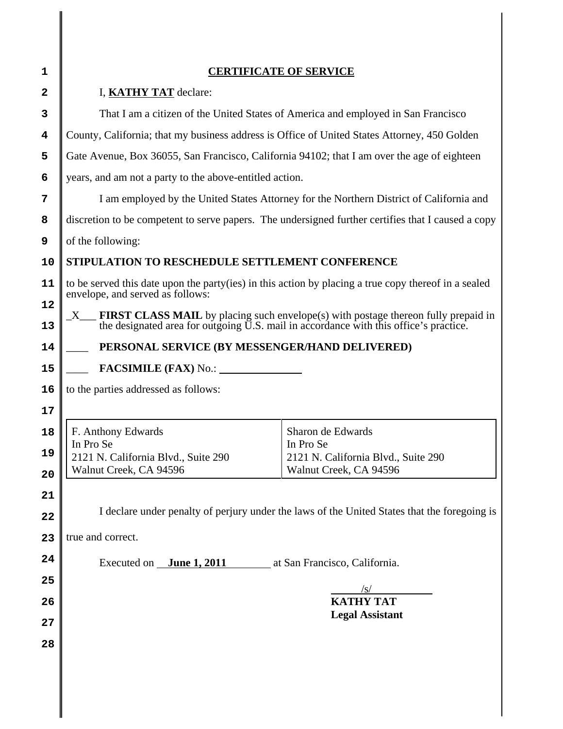## CERTIFICATE OF SERVICE

I, **KATHY TAT** declare:

That I am a citizen of the United States of America and employed in San Francisco County, California; that my business address is Office of United States Attorney, 450 Golden Gate Avenue, Box 36055, San Francisco, California 94102; that I am over the age of eighteen years, and am not a party to the above-entitled action.

I am employed by the United States Attorney for the Northern District of California and discretion to be competent to serve papers. The undersigned further certifies that I caused a copy of the following:

**STIPULATION TO RESCHEDULE SETTLEMENT CONFERENCE**

to be served this date upon the party(ies) in this action by placing a true copy thereof in a sealed envelope, and served as follows:

_X___ **FIRST CLASS MAIL** by placing such envelope(s) with postage thereon fully prepaid in the designated area for outgoing U.S. mail in accordance with this office's practice.

____ **PERSONAL SERVICE (BY MESSENGER/HAND DELIVERED)**

____ **FACSIMILE (FAX)** No.: ______________

to the parties addressed as follows:

| | |
|---|---|
| F. Anthony Edwards<br>In Pro Se<br>2121 N. California Blvd., Suite 290<br>Walnut Creek, CA 94596 | Sharon de Edwards<br>In Pro Se<br>2121 N. California Blvd., Suite 290<br>Walnut Creek, CA 94596 |

I declare under penalty of perjury under the laws of the United States that the foregoing is true and correct.

Executed on **June 1, 2011** at San Francisco, California.

/s/
**KATHY TAT**
**Legal Assistant**